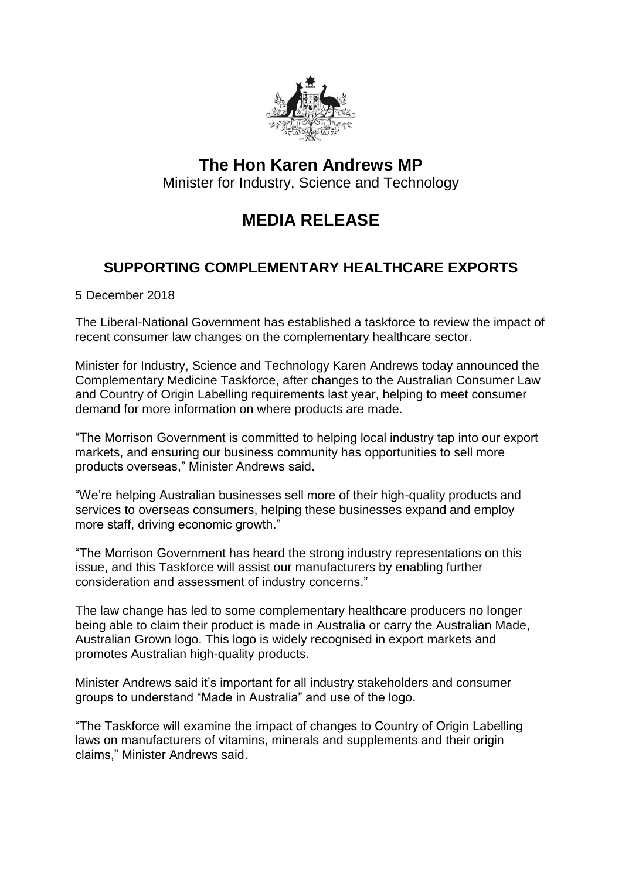# The Hon Karen Andrews MP

Minister for Industry, Science and Technology

# MEDIA RELEASE

## SUPPORTING COMPLEMENTARY HEALTHCARE EXPORTS

5 December 2018

The Liberal-National Government has established a taskforce to review the impact of recent consumer law changes on the complementary healthcare sector.

Minister for Industry, Science and Technology Karen Andrews today announced the Complementary Medicine Taskforce, after changes to the Australian Consumer Law and Country of Origin Labelling requirements last year, helping to meet consumer demand for more information on where products are made.

"The Morrison Government is committed to helping local industry tap into our export markets, and ensuring our business community has opportunities to sell more products overseas," Minister Andrews said.

"We're helping Australian businesses sell more of their high-quality products and services to overseas consumers, helping these businesses expand and employ more staff, driving economic growth."

"The Morrison Government has heard the strong industry representations on this issue, and this Taskforce will assist our manufacturers by enabling further consideration and assessment of industry concerns."

The law change has led to some complementary healthcare producers no longer being able to claim their product is made in Australia or carry the Australian Made, Australian Grown logo. This logo is widely recognised in export markets and promotes Australian high-quality products.

Minister Andrews said it's important for all industry stakeholders and consumer groups to understand "Made in Australia" and use of the logo.

"The Taskforce will examine the impact of changes to Country of Origin Labelling laws on manufacturers of vitamins, minerals and supplements and their origin claims," Minister Andrews said.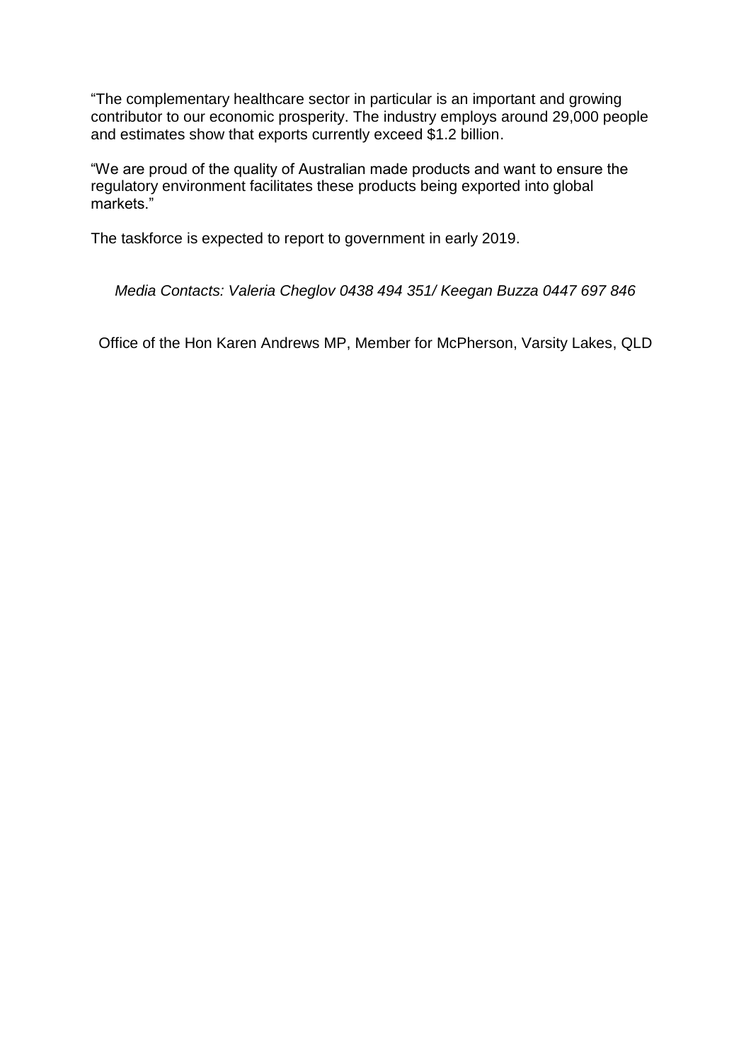"The complementary healthcare sector in particular is an important and growing contributor to our economic prosperity. The industry employs around 29,000 people and estimates show that exports currently exceed $1.2 billion.

"We are proud of the quality of Australian made products and want to ensure the regulatory environment facilitates these products being exported into global markets."

The taskforce is expected to report to government in early 2019.

*Media Contacts: Valeria Cheglov 0438 494 351/ Keegan Buzza 0447 697 846*

Office of the Hon Karen Andrews MP, Member for McPherson, Varsity Lakes, QLD